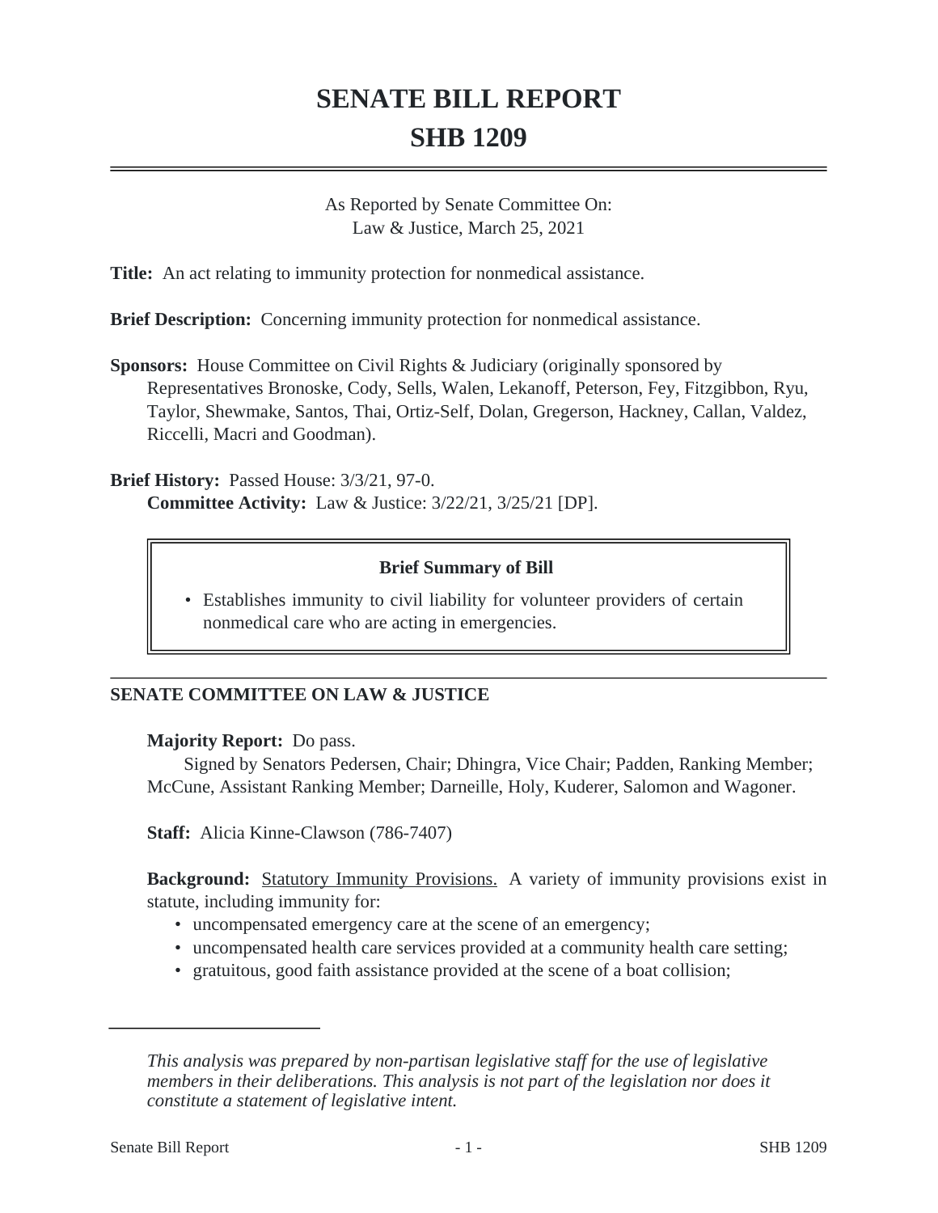# SENATE BILL REPORT
# SHB 1209

As Reported by Senate Committee On:
Law & Justice, March 25, 2021

**Title:** An act relating to immunity protection for nonmedical assistance.

**Brief Description:** Concerning immunity protection for nonmedical assistance.

**Sponsors:** House Committee on Civil Rights & Judiciary (originally sponsored by Representatives Bronoske, Cody, Sells, Walen, Lekanoff, Peterson, Fey, Fitzgibbon, Ryu, Taylor, Shewmake, Santos, Thai, Ortiz-Self, Dolan, Gregerson, Hackney, Callan, Valdez, Riccelli, Macri and Goodman).

**Brief History:** Passed House: 3/3/21, 97-0.
**Committee Activity:** Law & Justice: 3/22/21, 3/25/21 [DP].

**Brief Summary of Bill**

- Establishes immunity to civil liability for volunteer providers of certain nonmedical care who are acting in emergencies.

## SENATE COMMITTEE ON LAW & JUSTICE

**Majority Report:** Do pass.
Signed by Senators Pedersen, Chair; Dhingra, Vice Chair; Padden, Ranking Member; McCune, Assistant Ranking Member; Darneille, Holy, Kuderer, Salomon and Wagoner.

**Staff:** Alicia Kinne-Clawson (786-7407)

**Background:** Statutory Immunity Provisions. A variety of immunity provisions exist in statute, including immunity for:

- uncompensated emergency care at the scene of an emergency;
- uncompensated health care services provided at a community health care setting;
- gratuitous, good faith assistance provided at the scene of a boat collision;

---

*This analysis was prepared by non-partisan legislative staff for the use of legislative members in their deliberations. This analysis is not part of the legislation nor does it constitute a statement of legislative intent.*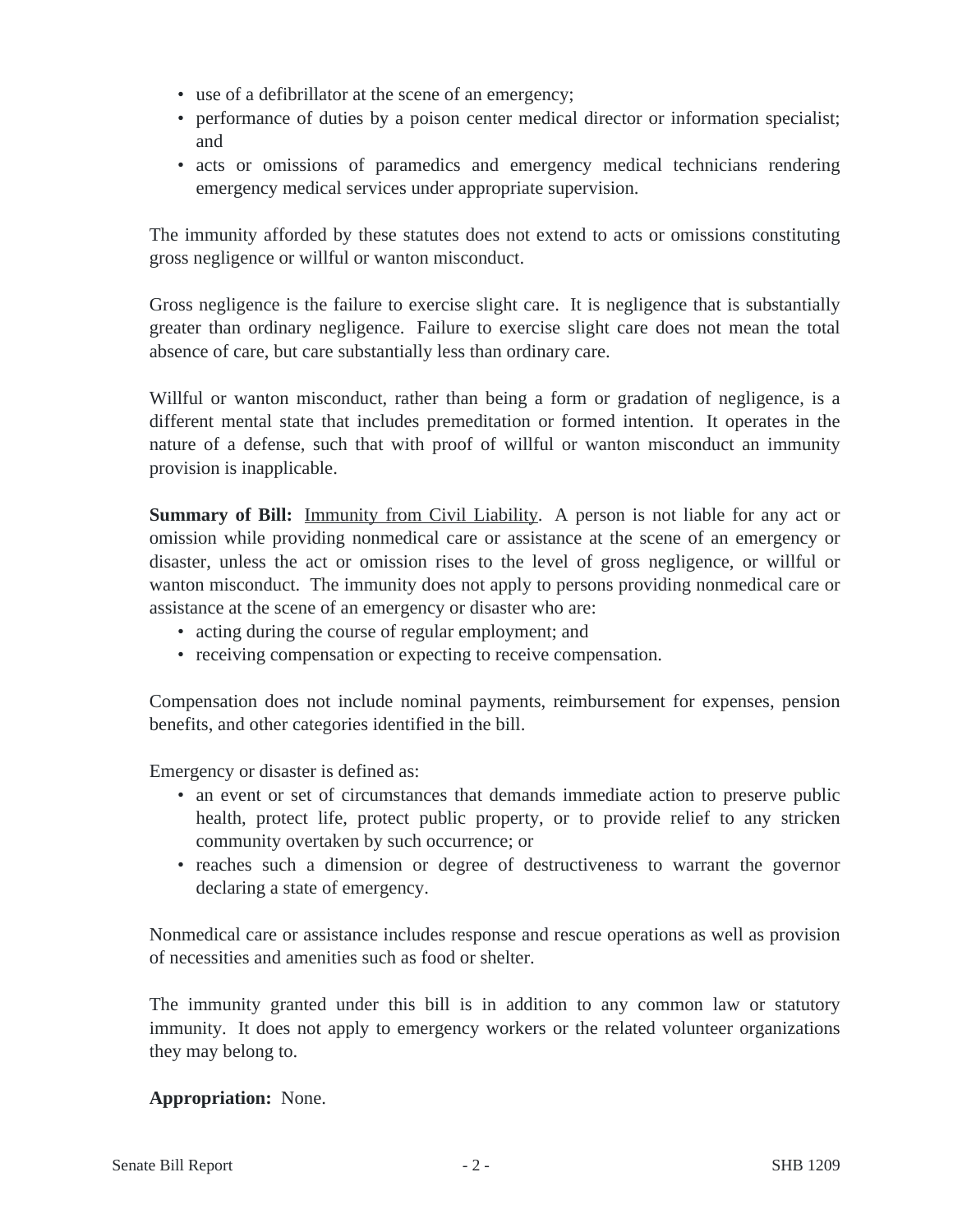- use of a defibrillator at the scene of an emergency;
- performance of duties by a poison center medical director or information specialist; and
- acts or omissions of paramedics and emergency medical technicians rendering emergency medical services under appropriate supervision.

The immunity afforded by these statutes does not extend to acts or omissions constituting gross negligence or willful or wanton misconduct.

Gross negligence is the failure to exercise slight care. It is negligence that is substantially greater than ordinary negligence. Failure to exercise slight care does not mean the total absence of care, but care substantially less than ordinary care.

Willful or wanton misconduct, rather than being a form or gradation of negligence, is a different mental state that includes premeditation or formed intention. It operates in the nature of a defense, such that with proof of willful or wanton misconduct an immunity provision is inapplicable.

**Summary of Bill:** Immunity from Civil Liability. A person is not liable for any act or omission while providing nonmedical care or assistance at the scene of an emergency or disaster, unless the act or omission rises to the level of gross negligence, or willful or wanton misconduct. The immunity does not apply to persons providing nonmedical care or assistance at the scene of an emergency or disaster who are:

- acting during the course of regular employment; and
- receiving compensation or expecting to receive compensation.

Compensation does not include nominal payments, reimbursement for expenses, pension benefits, and other categories identified in the bill.

Emergency or disaster is defined as:

- an event or set of circumstances that demands immediate action to preserve public health, protect life, protect public property, or to provide relief to any stricken community overtaken by such occurrence; or
- reaches such a dimension or degree of destructiveness to warrant the governor declaring a state of emergency.

Nonmedical care or assistance includes response and rescue operations as well as provision of necessities and amenities such as food or shelter.

The immunity granted under this bill is in addition to any common law or statutory immunity. It does not apply to emergency workers or the related volunteer organizations they may belong to.

**Appropriation:** None.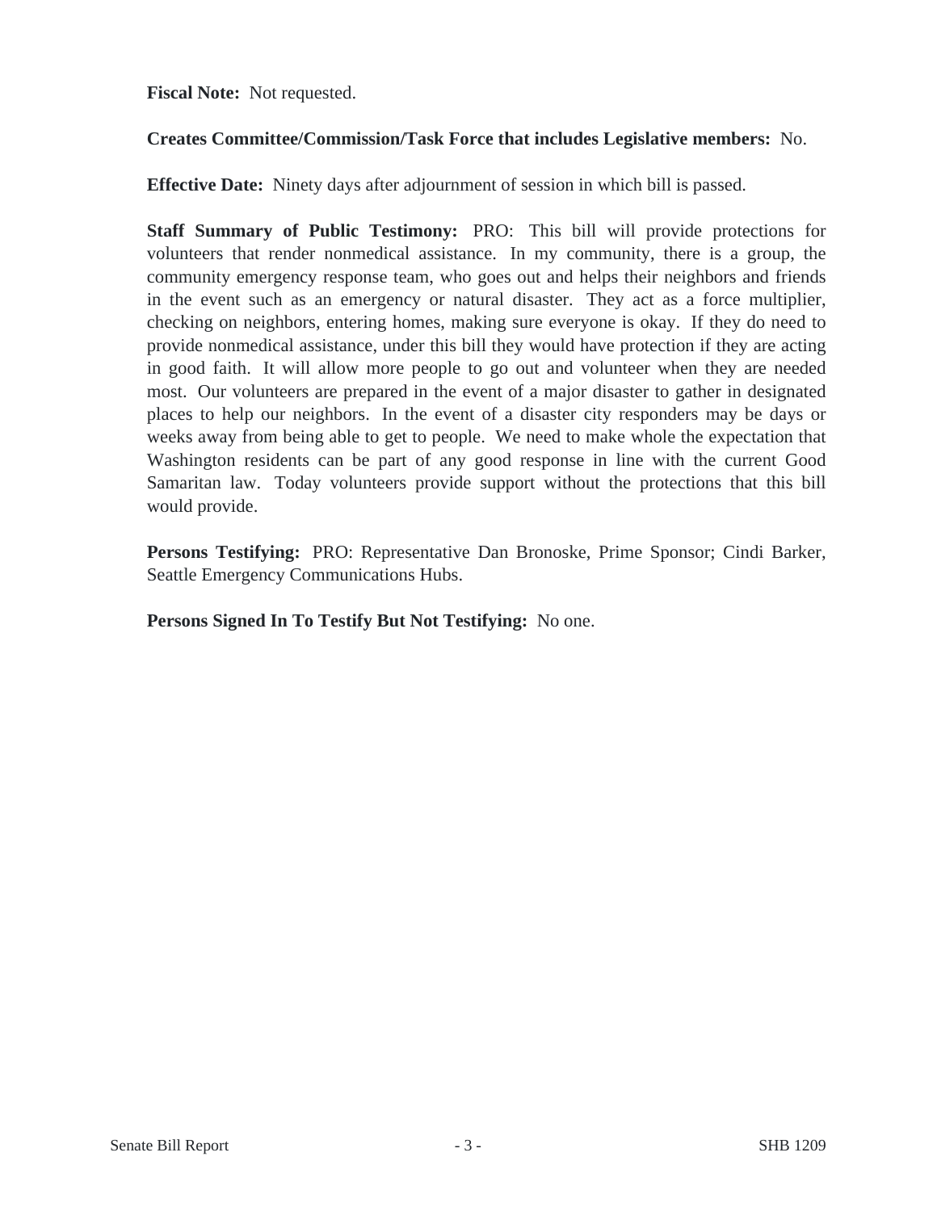**Fiscal Note:** Not requested.

**Creates Committee/Commission/Task Force that includes Legislative members:** No.

**Effective Date:** Ninety days after adjournment of session in which bill is passed.

**Staff Summary of Public Testimony:** PRO: This bill will provide protections for volunteers that render nonmedical assistance. In my community, there is a group, the community emergency response team, who goes out and helps their neighbors and friends in the event such as an emergency or natural disaster. They act as a force multiplier, checking on neighbors, entering homes, making sure everyone is okay. If they do need to provide nonmedical assistance, under this bill they would have protection if they are acting in good faith. It will allow more people to go out and volunteer when they are needed most. Our volunteers are prepared in the event of a major disaster to gather in designated places to help our neighbors. In the event of a disaster city responders may be days or weeks away from being able to get to people. We need to make whole the expectation that Washington residents can be part of any good response in line with the current Good Samaritan law. Today volunteers provide support without the protections that this bill would provide.

**Persons Testifying:** PRO: Representative Dan Bronoske, Prime Sponsor; Cindi Barker, Seattle Emergency Communications Hubs.

**Persons Signed In To Testify But Not Testifying:** No one.